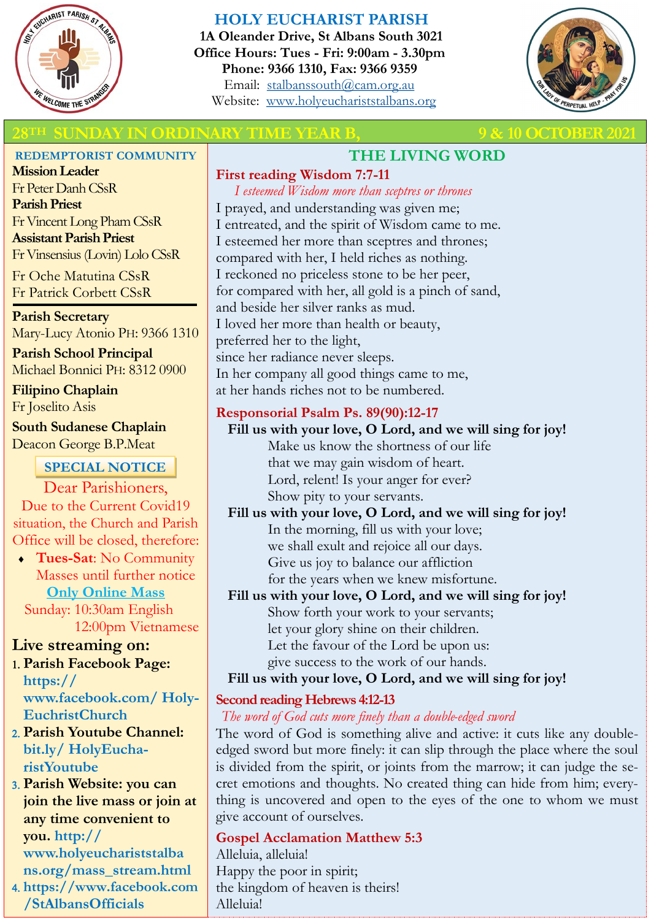# HOLY EUCHARIST PARISH

**1A Oleander Drive, St Albans South 3021**
**Office Hours: Tues - Fri: 9:00am - 3.30pm**
**Phone: 9366 1310, Fax: 9366 9359**
Email: stalbanssouth@cam.org.au
Website: www.holyeuchariststalbans.org

## 28TH SUNDAY IN ORDINARY TIME YEAR B, 9 & 10 OCTOBER 2021

### REDEMPTORIST COMMUNITY

**Mission Leader**
Fr Peter Danh CSsR
**Parish Priest**
Fr Vincent Long Pham CSsR
**Assistant Parish Priest**
Fr Vinsensius (Lovin) Lolo CSsR

Fr Oche Matutina CSsR
Fr Patrick Corbett CSsR

**Parish Secretary**
Mary-Lucy Atonio PH: 9366 1310

**Parish School Principal**
Michael Bonnici PH: 8312 0900

**Filipino Chaplain**
Fr Joselito Asis

**South Sudanese Chaplain**
Deacon George B.P.Meat

### SPECIAL NOTICE

Dear Parishioners,
Due to the Current Covid19 situation, the Church and Parish Office will be closed, therefore:

- **Tues-Sat**: No Community Masses until further notice

**Only Online Mass**
Sunday: 10:30am English
12:00pm Vietnamese

**Live streaming on:**

1. **Parish Facebook Page: https://www.facebook.com/ HolyEuchristChurch**
2. **Parish Youtube Channel: bit.ly/ HolyEucharistYoutube**
3. **Parish Website: you can join the live mass or join at any time convenient to you. http://www.holyeuchariststalbans.org/mass_stream.html**
4. **https://www.facebook.com/StAlbansOfficials**

## THE LIVING WORD

### First reading Wisdom 7:7-11

*I esteemed Wisdom more than sceptres or thrones*

I prayed, and understanding was given me;
I entreated, and the spirit of Wisdom came to me.
I esteemed her more than sceptres and thrones;
compared with her, I held riches as nothing.
I reckoned no priceless stone to be her peer,
for compared with her, all gold is a pinch of sand,
and beside her silver ranks as mud.
I loved her more than health or beauty,
preferred her to the light,
since her radiance never sleeps.
In her company all good things came to me,
at her hands riches not to be numbered.

### Responsorial Psalm Ps. 89(90):12-17

**Fill us with your love, O Lord, and we will sing for joy!**

Make us know the shortness of our life
that we may gain wisdom of heart.
Lord, relent! Is your anger for ever?
Show pity to your servants.

**Fill us with your love, O Lord, and we will sing for joy!**

In the morning, fill us with your love;
we shall exult and rejoice all our days.
Give us joy to balance our affliction
for the years when we knew misfortune.

**Fill us with your love, O Lord, and we will sing for joy!**

Show forth your work to your servants;
let your glory shine on their children.
Let the favour of the Lord be upon us:
give success to the work of our hands.

**Fill us with your love, O Lord, and we will sing for joy!**

### Second reading Hebrews 4:12-13

*The word of God cuts more finely than a double-edged sword*

The word of God is something alive and active: it cuts like any double-edged sword but more finely: it can slip through the place where the soul is divided from the spirit, or joints from the marrow; it can judge the secret emotions and thoughts. No created thing can hide from him; everything is uncovered and open to the eyes of the one to whom we must give account of ourselves.

### Gospel Acclamation Matthew 5:3

Alleluia, alleluia!
Happy the poor in spirit;
the kingdom of heaven is theirs!
Alleluia!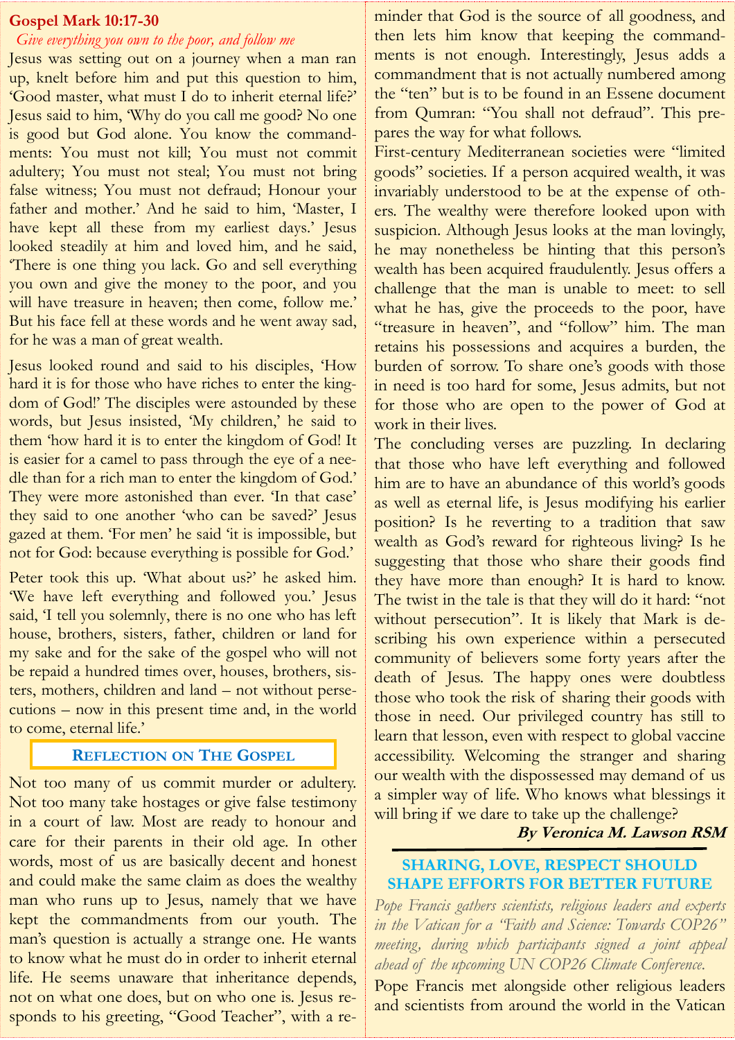## Gospel Mark 10:17-30

*Give everything you own to the poor, and follow me*

Jesus was setting out on a journey when a man ran up, knelt before him and put this question to him, 'Good master, what must I do to inherit eternal life?' Jesus said to him, 'Why do you call me good? No one is good but God alone. You know the commandments: You must not kill; You must not commit adultery; You must not steal; You must not bring false witness; You must not defraud; Honour your father and mother.' And he said to him, 'Master, I have kept all these from my earliest days.' Jesus looked steadily at him and loved him, and he said, 'There is one thing you lack. Go and sell everything you own and give the money to the poor, and you will have treasure in heaven; then come, follow me.' But his face fell at these words and he went away sad, for he was a man of great wealth.

Jesus looked round and said to his disciples, 'How hard it is for those who have riches to enter the kingdom of God!' The disciples were astounded by these words, but Jesus insisted, 'My children,' he said to them 'how hard it is to enter the kingdom of God! It is easier for a camel to pass through the eye of a needle than for a rich man to enter the kingdom of God.' They were more astonished than ever. 'In that case' they said to one another 'who can be saved?' Jesus gazed at them. 'For men' he said 'it is impossible, but not for God: because everything is possible for God.'

Peter took this up. 'What about us?' he asked him. 'We have left everything and followed you.' Jesus said, 'I tell you solemnly, there is no one who has left house, brothers, sisters, father, children or land for my sake and for the sake of the gospel who will not be repaid a hundred times over, houses, brothers, sisters, mothers, children and land – not without persecutions – now in this present time and, in the world to come, eternal life.'

## Reflection on The Gospel

Not too many of us commit murder or adultery. Not too many take hostages or give false testimony in a court of law. Most are ready to honour and care for their parents in their old age. In other words, most of us are basically decent and honest and could make the same claim as does the wealthy man who runs up to Jesus, namely that we have kept the commandments from our youth. The man's question is actually a strange one. He wants to know what he must do in order to inherit eternal life. He seems unaware that inheritance depends, not on what one does, but on who one is. Jesus responds to his greeting, "Good Teacher", with a reminder that God is the source of all goodness, and then lets him know that keeping the commandments is not enough. Interestingly, Jesus adds a commandment that is not actually numbered among the "ten" but is to be found in an Essene document from Qumran: "You shall not defraud". This prepares the way for what follows.

First-century Mediterranean societies were "limited goods" societies. If a person acquired wealth, it was invariably understood to be at the expense of others. The wealthy were therefore looked upon with suspicion. Although Jesus looks at the man lovingly, he may nonetheless be hinting that this person's wealth has been acquired fraudulently. Jesus offers a challenge that the man is unable to meet: to sell what he has, give the proceeds to the poor, have "treasure in heaven", and "follow" him. The man retains his possessions and acquires a burden, the burden of sorrow. To share one's goods with those in need is too hard for some, Jesus admits, but not for those who are open to the power of God at work in their lives.

The concluding verses are puzzling. In declaring that those who have left everything and followed him are to have an abundance of this world's goods as well as eternal life, is Jesus modifying his earlier position? Is he reverting to a tradition that saw wealth as God's reward for righteous living? Is he suggesting that those who share their goods find they have more than enough? It is hard to know. The twist in the tale is that they will do it hard: "not without persecution". It is likely that Mark is describing his own experience within a persecuted community of believers some forty years after the death of Jesus. The happy ones were doubtless those who took the risk of sharing their goods with those in need. Our privileged country has still to learn that lesson, even with respect to global vaccine accessibility. Welcoming the stranger and sharing our wealth with the dispossessed may demand of us a simpler way of life. Who knows what blessings it will bring if we dare to take up the challenge?

***By Veronica M. Lawson RSM***

## SHARING, LOVE, RESPECT SHOULD SHAPE EFFORTS FOR BETTER FUTURE

*Pope Francis gathers scientists, religious leaders and experts in the Vatican for a "Faith and Science: Towards COP26" meeting, during which participants signed a joint appeal ahead of the upcoming UN COP26 Climate Conference.*

Pope Francis met alongside other religious leaders and scientists from around the world in the Vatican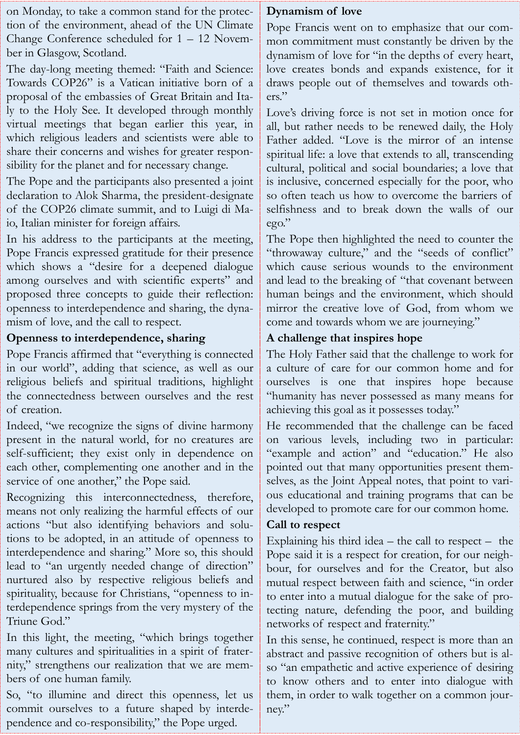on Monday, to take a common stand for the protection of the environment, ahead of the UN Climate Change Conference scheduled for 1 – 12 November in Glasgow, Scotland.

The day-long meeting themed: "Faith and Science: Towards COP26" is a Vatican initiative born of a proposal of the embassies of Great Britain and Italy to the Holy See. It developed through monthly virtual meetings that began earlier this year, in which religious leaders and scientists were able to share their concerns and wishes for greater responsibility for the planet and for necessary change.

The Pope and the participants also presented a joint declaration to Alok Sharma, the president-designate of the COP26 climate summit, and to Luigi di Maio, Italian minister for foreign affairs.

In his address to the participants at the meeting, Pope Francis expressed gratitude for their presence which shows a "desire for a deepened dialogue among ourselves and with scientific experts" and proposed three concepts to guide their reflection: openness to interdependence and sharing, the dynamism of love, and the call to respect.

**Openness to interdependence, sharing**

Pope Francis affirmed that "everything is connected in our world", adding that science, as well as our religious beliefs and spiritual traditions, highlight the connectedness between ourselves and the rest of creation.

Indeed, "we recognize the signs of divine harmony present in the natural world, for no creatures are self-sufficient; they exist only in dependence on each other, complementing one another and in the service of one another," the Pope said.

Recognizing this interconnectedness, therefore, means not only realizing the harmful effects of our actions "but also identifying behaviors and solutions to be adopted, in an attitude of openness to interdependence and sharing." More so, this should lead to "an urgently needed change of direction" nurtured also by respective religious beliefs and spirituality, because for Christians, "openness to interdependence springs from the very mystery of the Triune God."

In this light, the meeting, "which brings together many cultures and spiritualities in a spirit of fraternity," strengthens our realization that we are members of one human family.

So, "to illumine and direct this openness, let us commit ourselves to a future shaped by interdependence and co-responsibility," the Pope urged.

**Dynamism of love**

Pope Francis went on to emphasize that our common commitment must constantly be driven by the dynamism of love for "in the depths of every heart, love creates bonds and expands existence, for it draws people out of themselves and towards others."

Love's driving force is not set in motion once for all, but rather needs to be renewed daily, the Holy Father added. "Love is the mirror of an intense spiritual life: a love that extends to all, transcending cultural, political and social boundaries; a love that is inclusive, concerned especially for the poor, who so often teach us how to overcome the barriers of selfishness and to break down the walls of our ego."

The Pope then highlighted the need to counter the "throwaway culture," and the "seeds of conflict" which cause serious wounds to the environment and lead to the breaking of "that covenant between human beings and the environment, which should mirror the creative love of God, from whom we come and towards whom we are journeying."

**A challenge that inspires hope**

The Holy Father said that the challenge to work for a culture of care for our common home and for ourselves is one that inspires hope because "humanity has never possessed as many means for achieving this goal as it possesses today."

He recommended that the challenge can be faced on various levels, including two in particular: "example and action" and "education." He also pointed out that many opportunities present themselves, as the Joint Appeal notes, that point to various educational and training programs that can be developed to promote care for our common home.

**Call to respect**

Explaining his third idea – the call to respect – the Pope said it is a respect for creation, for our neighbour, for ourselves and for the Creator, but also mutual respect between faith and science, "in order to enter into a mutual dialogue for the sake of protecting nature, defending the poor, and building networks of respect and fraternity."

In this sense, he continued, respect is more than an abstract and passive recognition of others but is also "an empathetic and active experience of desiring to know others and to enter into dialogue with them, in order to walk together on a common journey."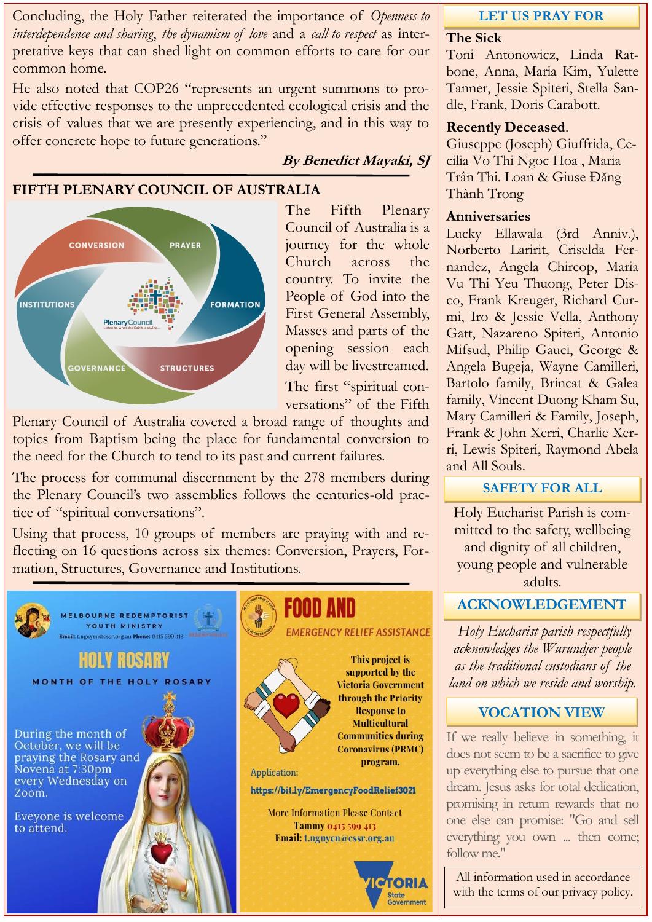Concluding, the Holy Father reiterated the importance of *Openness to interdependence and sharing, the dynamism of love* and a *call to respect* as interpretative keys that can shed light on common efforts to care for our common home.

He also noted that COP26 "represents an urgent summons to provide effective responses to the unprecedented ecological crisis and the crisis of values that we are presently experiencing, and in this way to offer concrete hope to future generations."

***By Benedict Mayaki, SJ***

## FIFTH PLENARY COUNCIL OF AUSTRALIA

CONVERSION
PRAYER
FORMATION
STRUCTURES
GOVERNANCE
INSTITUTIONS
PlenaryCouncil
Listen to what the Spirit is saying...

The Fifth Plenary Council of Australia is a journey for the whole Church across the country. To invite the People of God into the First General Assembly, Masses and parts of the opening session each day will be livestreamed.

The first "spiritual conversations" of the Fifth Plenary Council of Australia covered a broad range of thoughts and topics from Baptism being the place for fundamental conversion to the need for the Church to tend to its past and current failures.

The process for communal discernment by the 278 members during the Plenary Council's two assemblies follows the centuries-old practice of "spiritual conversations".

Using that process, 10 groups of members are praying with and reflecting on 16 questions across six themes: Conversion, Prayers, Formation, Structures, Governance and Institutions.

MELBOURNE REDEMPTORIST YOUTH MINISTRY
Email: t.nguyen@cssr.org.au Phone: 0415 599 413

**HOLY ROSARY**

MONTH OF THE HOLY ROSARY

During the month of October, we will be praying the Rosary and Novena at 7:30pm every Wednesday on Zoom.

Eveyone is welcome to attend.

**FOOD AND**

EMERGENCY RELIEF ASSISTANCE

**This project is supported by the Victoria Government through the Priority Response to Multicultural Communities during Coronavirus (PRMC) program.**

Application:

**https://bit.ly/EmergencyFoodRelief3021**

More Information Please Contact
**Tammy 0415 599 413**
**Email: t.nguyen@cssr.org.au**

VICTORIA State Government

## LET US PRAY FOR

**The Sick**

Toni Antonowicz, Linda Ratbone, Anna, Maria Kim, Yulette Tanner, Jessie Spiteri, Stella Sandle, Frank, Doris Carabott.

**Recently Deceased.**

Giuseppe (Joseph) Giuffrida, Cecilia Vo Thi Ngoc Hoa , Maria Trần Thi. Loan & Giuse Đặng Thành Trong

**Anniversaries**

Lucky Ellawala (3rd Anniv.), Norberto Laririt, Criselda Fernandez, Angela Chircop, Maria Vu Thi Yeu Thuong, Peter Disco, Frank Kreuger, Richard Curmi, Iro & Jessie Vella, Anthony Gatt, Nazareno Spiteri, Antonio Mifsud, Philip Gauci, George & Angela Bugeja, Wayne Camilleri, Bartolo family, Brincat & Galea family, Vincent Duong Kham Su, Mary Camilleri & Family, Joseph, Frank & John Xerri, Charlie Xerri, Lewis Spiteri, Raymond Abela and All Souls.

## SAFETY FOR ALL

Holy Eucharist Parish is committed to the safety, wellbeing and dignity of all children, young people and vulnerable adults.

## ACKNOWLEDGEMENT

*Holy Eucharist parish respectfully acknowledges the Wurundjer people as the traditional custodians of the land on which we reside and worship.*

## VOCATION VIEW

If we really believe in something, it does not seem to be a sacrifice to give up everything else to pursue that one dream. Jesus asks for total dedication, promising in return rewards that no one else can promise: "Go and sell everything you own ... then come; follow me."

All information used in accordance with the terms of our privacy policy.